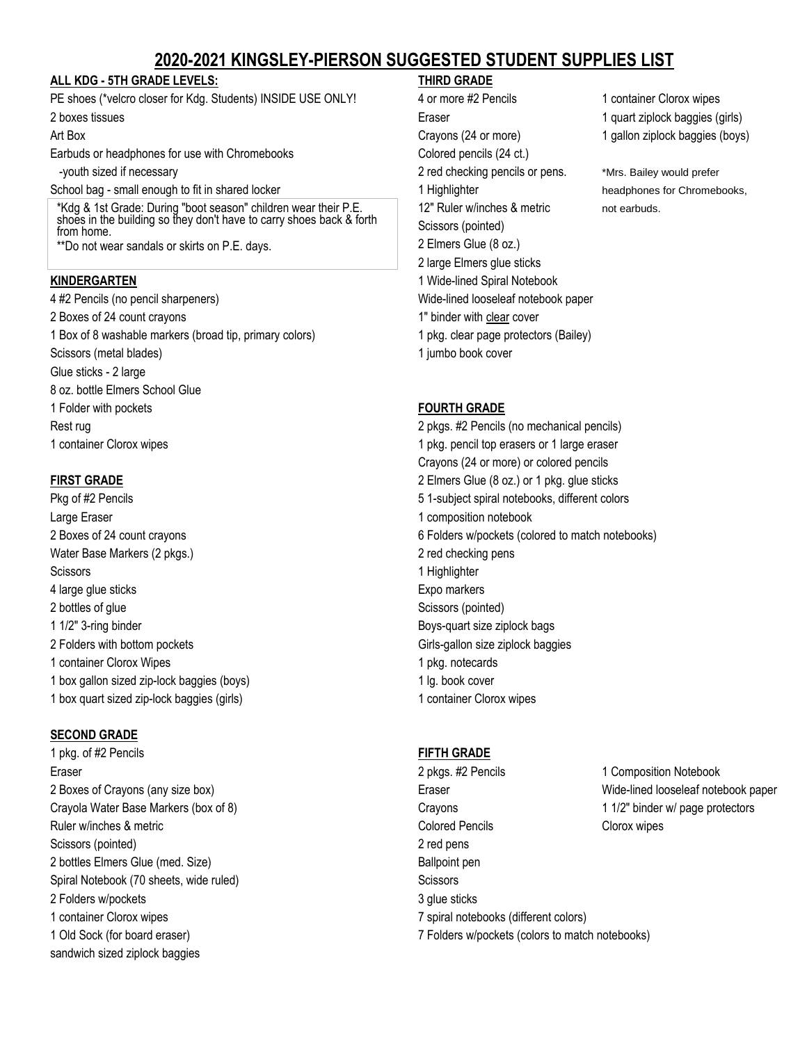# 2020-2021 KINGSLEY-PIERSON SUGGESTED STUDENT SUPPLIES LIST

## ALL KDG - 5TH GRADE LEVELS:

PE shoes (*velcro closer for Kdg. Students) INSIDE USE ONLY!
2 boxes tissues
Art Box
Earbuds or headphones for use with Chromebooks
-youth sized if necessary
School bag - small enough to fit in shared locker

*Kdg & 1st Grade: During "boot season" children wear their P.E. shoes in the building so they don't have to carry shoes back & forth from home.
**Do not wear sandals or skirts on P.E. days.

## KINDERGARTEN

4 #2 Pencils (no pencil sharpeners)
2 Boxes of 24 count crayons
1 Box of 8 washable markers (broad tip, primary colors)
Scissors (metal blades)
Glue sticks - 2 large
8 oz. bottle Elmers School Glue
1 Folder with pockets
Rest rug
1 container Clorox wipes

## FIRST GRADE

Pkg of #2 Pencils
Large Eraser
2 Boxes of 24 count crayons
Water Base Markers (2 pkgs.)
Scissors
4 large glue sticks
2 bottles of glue
1 1/2" 3-ring binder
2 Folders with bottom pockets
1 container Clorox Wipes
1 box gallon sized zip-lock baggies (boys)
1 box quart sized zip-lock baggies (girls)

## SECOND GRADE

1 pkg. of #2 Pencils
Eraser
2 Boxes of Crayons (any size box)
Crayola Water Base Markers (box of 8)
Ruler w/inches & metric
Scissors (pointed)
2 bottles Elmers Glue (med. Size)
Spiral Notebook (70 sheets, wide ruled)
2 Folders w/pockets
1 container Clorox wipes
1 Old Sock (for board eraser)
sandwich sized ziplock baggies

## THIRD GRADE

4 or more #2 Pencils
Eraser
Crayons (24 or more)
Colored pencils (24 ct.)
2 red checking pencils or pens.
1 Highlighter
12" Ruler w/inches & metric
Scissors (pointed)
2 Elmers Glue (8 oz.)
2 large Elmers glue sticks
1 Wide-lined Spiral Notebook
Wide-lined looseleaf notebook paper
1" binder with clear cover
1 pkg. clear page protectors (Bailey)
1 jumbo book cover
1 container Clorox wipes
1 quart ziplock baggies (girls)
1 gallon ziplock baggies (boys)

*Mrs. Bailey would prefer headphones for Chromebooks, not earbuds.

## FOURTH GRADE

2 pkgs. #2 Pencils (no mechanical pencils)
1 pkg. pencil top erasers or 1 large eraser
Crayons (24 or more) or colored pencils
2 Elmers Glue (8 oz.) or 1 pkg. glue sticks
5 1-subject spiral notebooks, different colors
1 composition notebook
6 Folders w/pockets (colored to match notebooks)
2 red checking pens
1 Highlighter
Expo markers
Scissors (pointed)
Boys-quart size ziplock bags
Girls-gallon size ziplock baggies
1 pkg. notecards
1 lg. book cover
1 container Clorox wipes

## FIFTH GRADE

2 pkgs. #2 Pencils
Eraser
Crayons
Colored Pencils
2 red pens
Ballpoint pen
Scissors
3 glue sticks
7 spiral notebooks (different colors)
7 Folders w/pockets (colors to match notebooks)
1 Composition Notebook
Wide-lined looseleaf notebook paper
1 1/2" binder w/ page protectors
Clorox wipes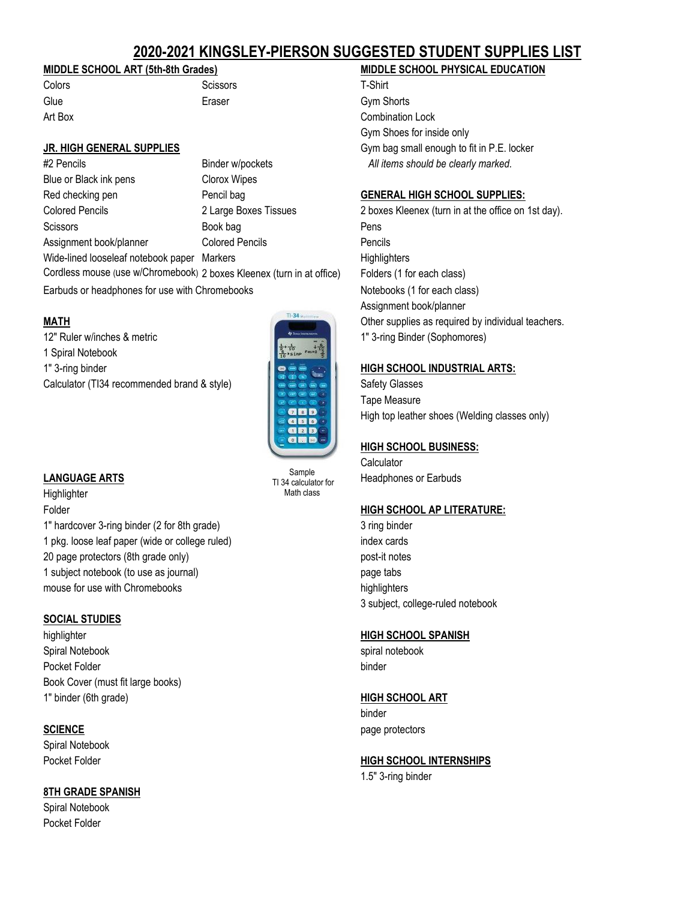# 2020-2021 KINGSLEY-PIERSON SUGGESTED STUDENT SUPPLIES LIST

## MIDDLE SCHOOL ART (5th-8th Grades)

Colors
Scissors
Glue
Eraser
Art Box

## JR. HIGH GENERAL SUPPLIES

#2 Pencils
Binder w/pockets
Blue or Black ink pens
Clorox Wipes
Red checking pen
Pencil bag
Colored Pencils
2 Large Boxes Tissues
Scissors
Book bag
Assignment book/planner
Colored Pencils
Wide-lined looseleaf notebook paper
Markers
Cordless mouse (use w/Chromebook)
2 boxes Kleenex (turn in at office)
Earbuds or headphones for use with Chromebooks

## MATH

12" Ruler w/inches & metric
1 Spiral Notebook
1" 3-ring binder
Calculator (TI34 recommended brand & style)

Sample TI 34 calculator for Math class

## LANGUAGE ARTS

Highlighter
Folder
1" hardcover 3-ring binder (2 for 8th grade)
1 pkg. loose leaf paper (wide or college ruled)
20 page protectors (8th grade only)
1 subject notebook (to use as journal)
mouse for use with Chromebooks

## SOCIAL STUDIES

highlighter
Spiral Notebook
Pocket Folder
Book Cover (must fit large books)
1" binder (6th grade)

## SCIENCE

Spiral Notebook
Pocket Folder

## 8TH GRADE SPANISH

Spiral Notebook
Pocket Folder

## MIDDLE SCHOOL PHYSICAL EDUCATION

T-Shirt
Gym Shorts
Combination Lock
Gym Shoes for inside only
Gym bag small enough to fit in P.E. locker
*All items should be clearly marked.*

## GENERAL HIGH SCHOOL SUPPLIES:

2 boxes Kleenex (turn in at the office on 1st day).
Pens
Pencils
Highlighters
Folders (1 for each class)
Notebooks (1 for each class)
Assignment book/planner
Other supplies as required by individual teachers.
1" 3-ring Binder (Sophomores)

## HIGH SCHOOL INDUSTRIAL ARTS:

Safety Glasses
Tape Measure
High top leather shoes (Welding classes only)

## HIGH SCHOOL BUSINESS:

Calculator
Headphones or Earbuds

## HIGH SCHOOL AP LITERATURE:

3 ring binder
index cards
post-it notes
page tabs
highlighters
3 subject, college-ruled notebook

## HIGH SCHOOL SPANISH

spiral notebook
binder

## HIGH SCHOOL ART

binder
page protectors

## HIGH SCHOOL INTERNSHIPS

1.5" 3-ring binder